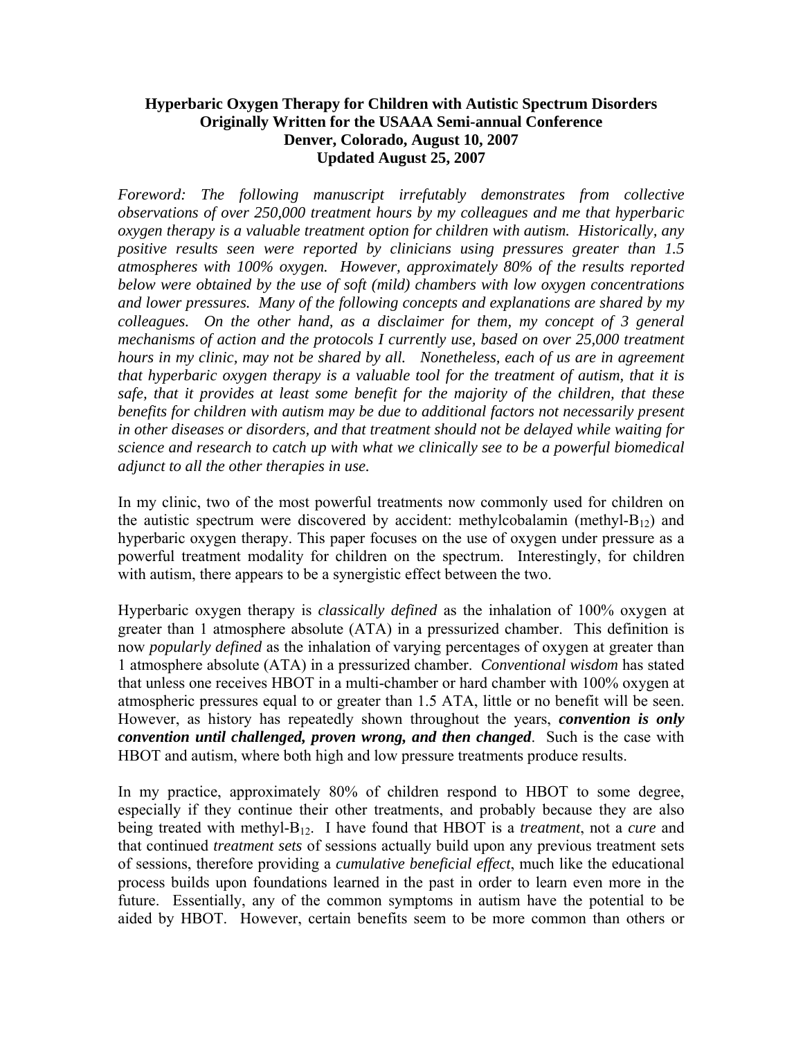**Hyperbaric Oxygen Therapy for Children with Autistic Spectrum Disorders**
**Originally Written for the USAAA Semi-annual Conference**
**Denver, Colorado, August 10, 2007**
**Updated August 25, 2007**

*Foreword: The following manuscript irrefutably demonstrates from collective observations of over 250,000 treatment hours by my colleagues and me that hyperbaric oxygen therapy is a valuable treatment option for children with autism. Historically, any positive results seen were reported by clinicians using pressures greater than 1.5 atmospheres with 100% oxygen. However, approximately 80% of the results reported below were obtained by the use of soft (mild) chambers with low oxygen concentrations and lower pressures. Many of the following concepts and explanations are shared by my colleagues. On the other hand, as a disclaimer for them, my concept of 3 general mechanisms of action and the protocols I currently use, based on over 25,000 treatment hours in my clinic, may not be shared by all. Nonetheless, each of us are in agreement that hyperbaric oxygen therapy is a valuable tool for the treatment of autism, that it is safe, that it provides at least some benefit for the majority of the children, that these benefits for children with autism may be due to additional factors not necessarily present in other diseases or disorders, and that treatment should not be delayed while waiting for science and research to catch up with what we clinically see to be a powerful biomedical adjunct to all the other therapies in use.*

In my clinic, two of the most powerful treatments now commonly used for children on the autistic spectrum were discovered by accident: methylcobalamin (methyl-$B_{12}$) and hyperbaric oxygen therapy. This paper focuses on the use of oxygen under pressure as a powerful treatment modality for children on the spectrum. Interestingly, for children with autism, there appears to be a synergistic effect between the two.

Hyperbaric oxygen therapy is *classically defined* as the inhalation of 100% oxygen at greater than 1 atmosphere absolute (ATA) in a pressurized chamber. This definition is now *popularly defined* as the inhalation of varying percentages of oxygen at greater than 1 atmosphere absolute (ATA) in a pressurized chamber. *Conventional wisdom* has stated that unless one receives HBOT in a multi-chamber or hard chamber with 100% oxygen at atmospheric pressures equal to or greater than 1.5 ATA, little or no benefit will be seen. However, as history has repeatedly shown throughout the years, ***convention is only convention until challenged, proven wrong, and then changed***. Such is the case with HBOT and autism, where both high and low pressure treatments produce results.

In my practice, approximately 80% of children respond to HBOT to some degree, especially if they continue their other treatments, and probably because they are also being treated with methyl-$B_{12}$. I have found that HBOT is a *treatment*, not a *cure* and that continued *treatment sets* of sessions actually build upon any previous treatment sets of sessions, therefore providing a *cumulative beneficial effect*, much like the educational process builds upon foundations learned in the past in order to learn even more in the future. Essentially, any of the common symptoms in autism have the potential to be aided by HBOT. However, certain benefits seem to be more common than others or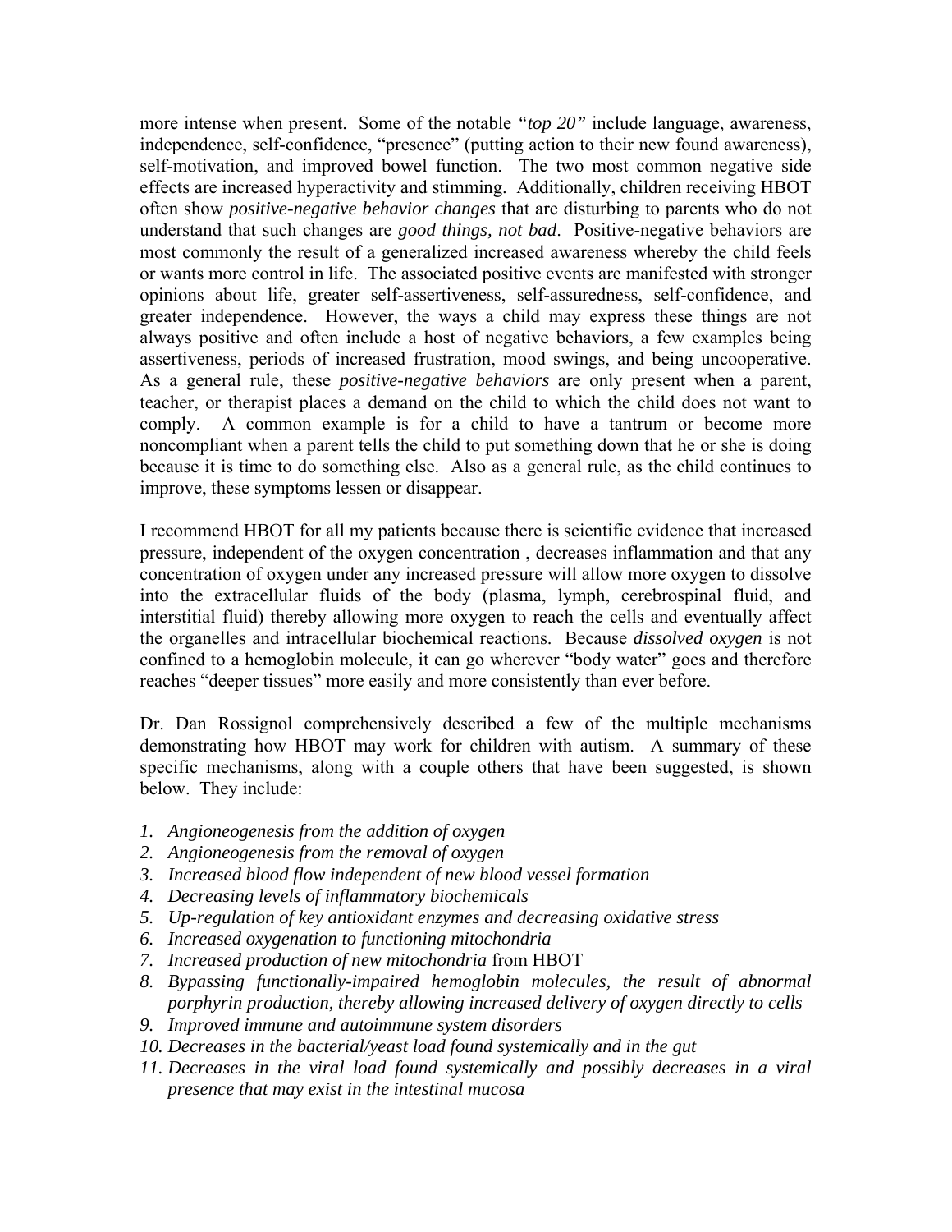more intense when present. Some of the notable *"top 20"* include language, awareness, independence, self-confidence, "presence" (putting action to their new found awareness), self-motivation, and improved bowel function. The two most common negative side effects are increased hyperactivity and stimming. Additionally, children receiving HBOT often show *positive-negative behavior changes* that are disturbing to parents who do not understand that such changes are *good things, not bad*. Positive-negative behaviors are most commonly the result of a generalized increased awareness whereby the child feels or wants more control in life. The associated positive events are manifested with stronger opinions about life, greater self-assertiveness, self-assuredness, self-confidence, and greater independence. However, the ways a child may express these things are not always positive and often include a host of negative behaviors, a few examples being assertiveness, periods of increased frustration, mood swings, and being uncooperative. As a general rule, these *positive-negative behaviors* are only present when a parent, teacher, or therapist places a demand on the child to which the child does not want to comply. A common example is for a child to have a tantrum or become more noncompliant when a parent tells the child to put something down that he or she is doing because it is time to do something else. Also as a general rule, as the child continues to improve, these symptoms lessen or disappear.

I recommend HBOT for all my patients because there is scientific evidence that increased pressure, independent of the oxygen concentration , decreases inflammation and that any concentration of oxygen under any increased pressure will allow more oxygen to dissolve into the extracellular fluids of the body (plasma, lymph, cerebrospinal fluid, and interstitial fluid) thereby allowing more oxygen to reach the cells and eventually affect the organelles and intracellular biochemical reactions. Because *dissolved oxygen* is not confined to a hemoglobin molecule, it can go wherever "body water" goes and therefore reaches "deeper tissues" more easily and more consistently than ever before.

Dr. Dan Rossignol comprehensively described a few of the multiple mechanisms demonstrating how HBOT may work for children with autism. A summary of these specific mechanisms, along with a couple others that have been suggested, is shown below. They include:

1. *Angioneogenesis from the addition of oxygen*
2. *Angioneogenesis from the removal of oxygen*
3. *Increased blood flow independent of new blood vessel formation*
4. *Decreasing levels of inflammatory biochemicals*
5. *Up-regulation of key antioxidant enzymes and decreasing oxidative stress*
6. *Increased oxygenation to functioning mitochondria*
7. *Increased production of new mitochondria* from HBOT
8. *Bypassing functionally-impaired hemoglobin molecules, the result of abnormal porphyrin production, thereby allowing increased delivery of oxygen directly to cells*
9. *Improved immune and autoimmune system disorders*
10. *Decreases in the bacterial/yeast load found systemically and in the gut*
11. *Decreases in the viral load found systemically and possibly decreases in a viral presence that may exist in the intestinal mucosa*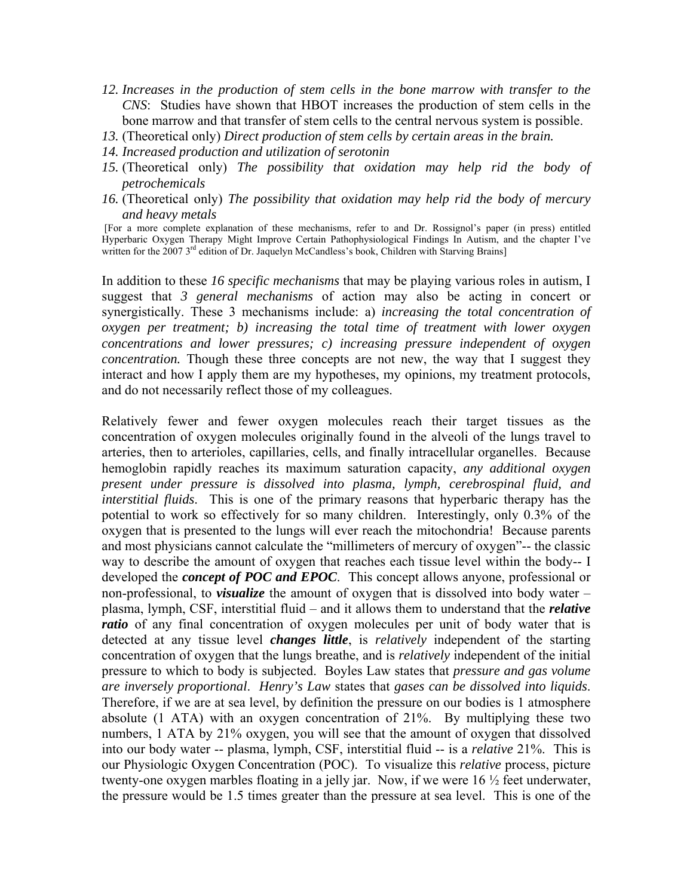12. *Increases in the production of stem cells in the bone marrow with transfer to the CNS*: Studies have shown that HBOT increases the production of stem cells in the bone marrow and that transfer of stem cells to the central nervous system is possible.
13. (Theoretical only) *Direct production of stem cells by certain areas in the brain.*
14. *Increased production and utilization of serotonin*
15. (Theoretical only) *The possibility that oxidation may help rid the body of petrochemicals*
16. (Theoretical only) *The possibility that oxidation may help rid the body of mercury and heavy metals*

[For a more complete explanation of these mechanisms, refer to and Dr. Rossignol's paper (in press) entitled Hyperbaric Oxygen Therapy Might Improve Certain Pathophysiological Findings In Autism, and the chapter I've written for the 2007 3rd edition of Dr. Jaquelyn McCandless's book, Children with Starving Brains]

In addition to these *16 specific mechanisms* that may be playing various roles in autism, I suggest that *3 general mechanisms* of action may also be acting in concert or synergistically. These 3 mechanisms include: a) *increasing the total concentration of oxygen per treatment; b) increasing the total time of treatment with lower oxygen concentrations and lower pressures; c) increasing pressure independent of oxygen concentration.* Though these three concepts are not new, the way that I suggest they interact and how I apply them are my hypotheses, my opinions, my treatment protocols, and do not necessarily reflect those of my colleagues.

Relatively fewer and fewer oxygen molecules reach their target tissues as the concentration of oxygen molecules originally found in the alveoli of the lungs travel to arteries, then to arterioles, capillaries, cells, and finally intracellular organelles. Because hemoglobin rapidly reaches its maximum saturation capacity, *any additional oxygen present under pressure is dissolved into plasma, lymph, cerebrospinal fluid, and interstitial fluids*. This is one of the primary reasons that hyperbaric therapy has the potential to work so effectively for so many children. Interestingly, only 0.3% of the oxygen that is presented to the lungs will ever reach the mitochondria! Because parents and most physicians cannot calculate the "millimeters of mercury of oxygen"-- the classic way to describe the amount of oxygen that reaches each tissue level within the body-- I developed the ***concept of POC and EPOC***. This concept allows anyone, professional or non-professional, to ***visualize*** the amount of oxygen that is dissolved into body water – plasma, lymph, CSF, interstitial fluid – and it allows them to understand that the ***relative ratio*** of any final concentration of oxygen molecules per unit of body water that is detected at any tissue level ***changes little***, is *relatively* independent of the starting concentration of oxygen that the lungs breathe, and is *relatively* independent of the initial pressure to which to body is subjected. Boyles Law states that *pressure and gas volume are inversely proportional*. *Henry's Law* states that *gases can be dissolved into liquids*. Therefore, if we are at sea level, by definition the pressure on our bodies is 1 atmosphere absolute (1 ATA) with an oxygen concentration of 21%. By multiplying these two numbers, 1 ATA by 21% oxygen, you will see that the amount of oxygen that dissolved into our body water -- plasma, lymph, CSF, interstitial fluid -- is a *relative* 21%. This is our Physiologic Oxygen Concentration (POC). To visualize this *relative* process, picture twenty-one oxygen marbles floating in a jelly jar. Now, if we were 16 ½ feet underwater, the pressure would be 1.5 times greater than the pressure at sea level. This is one of the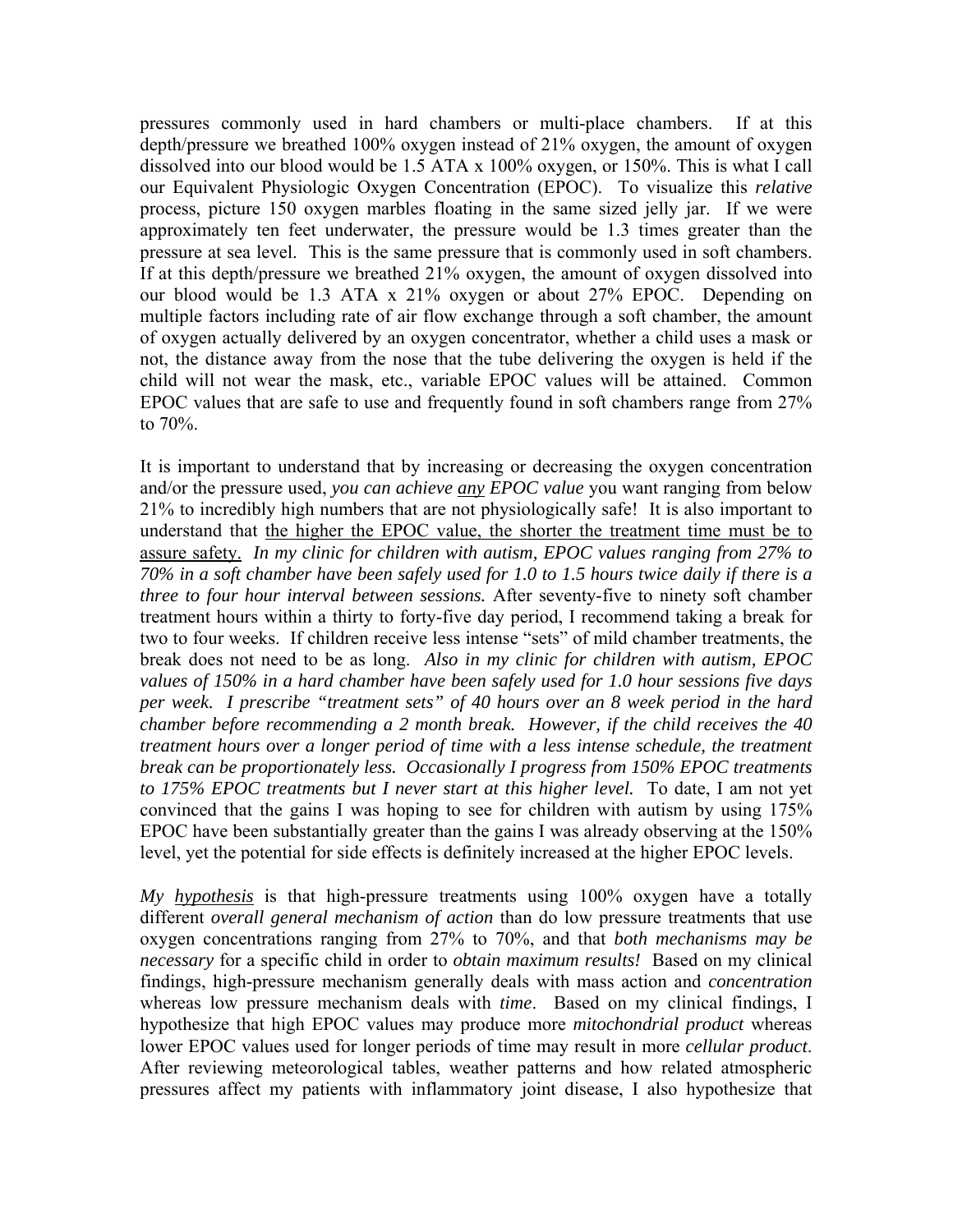pressures commonly used in hard chambers or multi-place chambers. If at this depth/pressure we breathed 100% oxygen instead of 21% oxygen, the amount of oxygen dissolved into our blood would be 1.5 ATA x 100% oxygen, or 150%. This is what I call our Equivalent Physiologic Oxygen Concentration (EPOC). To visualize this *relative* process, picture 150 oxygen marbles floating in the same sized jelly jar. If we were approximately ten feet underwater, the pressure would be 1.3 times greater than the pressure at sea level. This is the same pressure that is commonly used in soft chambers. If at this depth/pressure we breathed 21% oxygen, the amount of oxygen dissolved into our blood would be 1.3 ATA x 21% oxygen or about 27% EPOC. Depending on multiple factors including rate of air flow exchange through a soft chamber, the amount of oxygen actually delivered by an oxygen concentrator, whether a child uses a mask or not, the distance away from the nose that the tube delivering the oxygen is held if the child will not wear the mask, etc., variable EPOC values will be attained. Common EPOC values that are safe to use and frequently found in soft chambers range from 27% to 70%.

It is important to understand that by increasing or decreasing the oxygen concentration and/or the pressure used, *you can achieve any EPOC value* you want ranging from below 21% to incredibly high numbers that are not physiologically safe! It is also important to understand that the higher the EPOC value, the shorter the treatment time must be to assure safety. *In my clinic for children with autism, EPOC values ranging from 27% to 70% in a soft chamber have been safely used for 1.0 to 1.5 hours twice daily if there is a three to four hour interval between sessions.* After seventy-five to ninety soft chamber treatment hours within a thirty to forty-five day period, I recommend taking a break for two to four weeks. If children receive less intense "sets" of mild chamber treatments, the break does not need to be as long. *Also in my clinic for children with autism, EPOC values of 150% in a hard chamber have been safely used for 1.0 hour sessions five days per week. I prescribe "treatment sets" of 40 hours over an 8 week period in the hard chamber before recommending a 2 month break. However, if the child receives the 40 treatment hours over a longer period of time with a less intense schedule, the treatment break can be proportionately less. Occasionally I progress from 150% EPOC treatments to 175% EPOC treatments but I never start at this higher level.* To date, I am not yet convinced that the gains I was hoping to see for children with autism by using 175% EPOC have been substantially greater than the gains I was already observing at the 150% level, yet the potential for side effects is definitely increased at the higher EPOC levels.

*My hypothesis* is that high-pressure treatments using 100% oxygen have a totally different *overall general mechanism of action* than do low pressure treatments that use oxygen concentrations ranging from 27% to 70%, and that *both mechanisms may be necessary* for a specific child in order to *obtain maximum results!* Based on my clinical findings, high-pressure mechanism generally deals with mass action and *concentration* whereas low pressure mechanism deals with *time*. Based on my clinical findings, I hypothesize that high EPOC values may produce more *mitochondrial product* whereas lower EPOC values used for longer periods of time may result in more *cellular product*. After reviewing meteorological tables, weather patterns and how related atmospheric pressures affect my patients with inflammatory joint disease, I also hypothesize that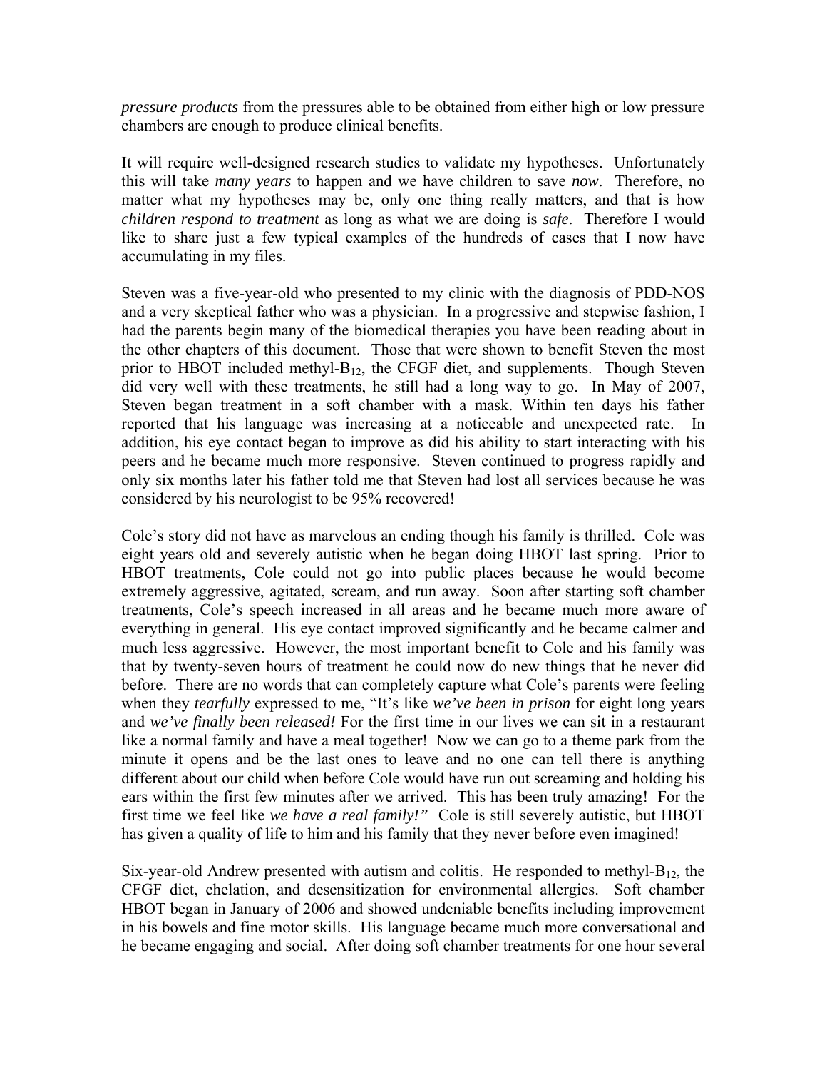*pressure products* from the pressures able to be obtained from either high or low pressure chambers are enough to produce clinical benefits.

It will require well-designed research studies to validate my hypotheses. Unfortunately this will take *many years* to happen and we have children to save *now*. Therefore, no matter what my hypotheses may be, only one thing really matters, and that is how *children respond to treatment* as long as what we are doing is *safe*. Therefore I would like to share just a few typical examples of the hundreds of cases that I now have accumulating in my files.

Steven was a five-year-old who presented to my clinic with the diagnosis of PDD-NOS and a very skeptical father who was a physician. In a progressive and stepwise fashion, I had the parents begin many of the biomedical therapies you have been reading about in the other chapters of this document. Those that were shown to benefit Steven the most prior to HBOT included methyl-$B_{12}$, the CFGF diet, and supplements. Though Steven did very well with these treatments, he still had a long way to go. In May of 2007, Steven began treatment in a soft chamber with a mask. Within ten days his father reported that his language was increasing at a noticeable and unexpected rate. In addition, his eye contact began to improve as did his ability to start interacting with his peers and he became much more responsive. Steven continued to progress rapidly and only six months later his father told me that Steven had lost all services because he was considered by his neurologist to be 95% recovered!

Cole's story did not have as marvelous an ending though his family is thrilled. Cole was eight years old and severely autistic when he began doing HBOT last spring. Prior to HBOT treatments, Cole could not go into public places because he would become extremely aggressive, agitated, scream, and run away. Soon after starting soft chamber treatments, Cole's speech increased in all areas and he became much more aware of everything in general. His eye contact improved significantly and he became calmer and much less aggressive. However, the most important benefit to Cole and his family was that by twenty-seven hours of treatment he could now do new things that he never did before. There are no words that can completely capture what Cole's parents were feeling when they *tearfully* expressed to me, "It's like *we've been in prison* for eight long years and *we've finally been released!* For the first time in our lives we can sit in a restaurant like a normal family and have a meal together! Now we can go to a theme park from the minute it opens and be the last ones to leave and no one can tell there is anything different about our child when before Cole would have run out screaming and holding his ears within the first few minutes after we arrived. This has been truly amazing! For the first time we feel like *we have a real family!"* Cole is still severely autistic, but HBOT has given a quality of life to him and his family that they never before even imagined!

Six-year-old Andrew presented with autism and colitis. He responded to methyl-$B_{12}$, the CFGF diet, chelation, and desensitization for environmental allergies. Soft chamber HBOT began in January of 2006 and showed undeniable benefits including improvement in his bowels and fine motor skills. His language became much more conversational and he became engaging and social. After doing soft chamber treatments for one hour several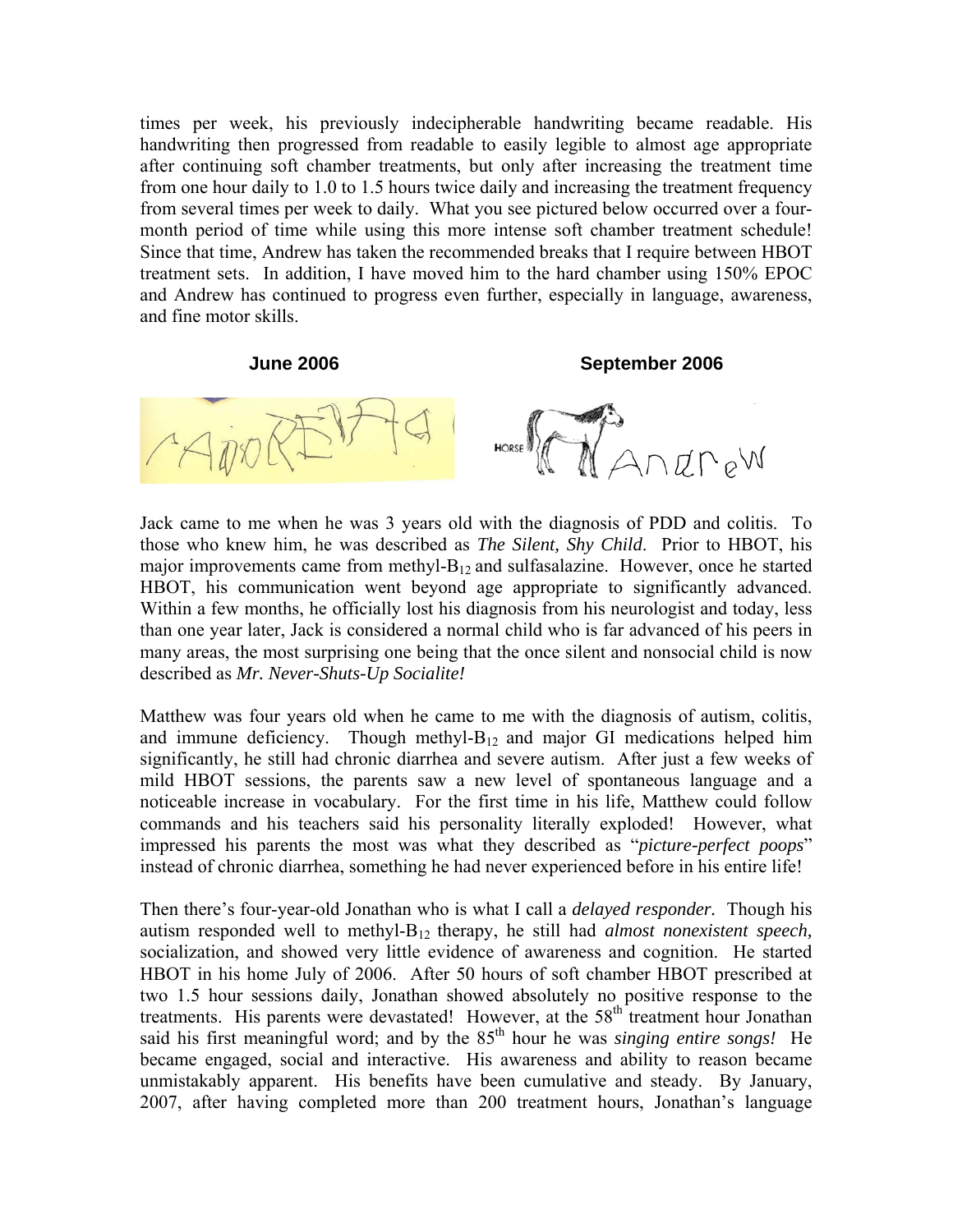times per week, his previously indecipherable handwriting became readable. His handwriting then progressed from readable to easily legible to almost age appropriate after continuing soft chamber treatments, but only after increasing the treatment time from one hour daily to 1.0 to 1.5 hours twice daily and increasing the treatment frequency from several times per week to daily. What you see pictured below occurred over a four-month period of time while using this more intense soft chamber treatment schedule! Since that time, Andrew has taken the recommended breaks that I require between HBOT treatment sets. In addition, I have moved him to the hard chamber using 150% EPOC and Andrew has continued to progress even further, especially in language, awareness, and fine motor skills.

**June 2006** **September 2006**

Jack came to me when he was 3 years old with the diagnosis of PDD and colitis. To those who knew him, he was described as *The Silent, Shy Child.* Prior to HBOT, his major improvements came from methyl-$B_{12}$ and sulfasalazine. However, once he started HBOT, his communication went beyond age appropriate to significantly advanced. Within a few months, he officially lost his diagnosis from his neurologist and today, less than one year later, Jack is considered a normal child who is far advanced of his peers in many areas, the most surprising one being that the once silent and nonsocial child is now described as *Mr. Never-Shuts-Up Socialite!*

Matthew was four years old when he came to me with the diagnosis of autism, colitis, and immune deficiency. Though methyl-$B_{12}$ and major GI medications helped him significantly, he still had chronic diarrhea and severe autism. After just a few weeks of mild HBOT sessions, the parents saw a new level of spontaneous language and a noticeable increase in vocabulary. For the first time in his life, Matthew could follow commands and his teachers said his personality literally exploded! However, what impressed his parents the most was what they described as "*picture-perfect poops*" instead of chronic diarrhea, something he had never experienced before in his entire life!

Then there's four-year-old Jonathan who is what I call a *delayed responder*. Though his autism responded well to methyl-$B_{12}$ therapy, he still had *almost nonexistent speech,* socialization, and showed very little evidence of awareness and cognition. He started HBOT in his home July of 2006. After 50 hours of soft chamber HBOT prescribed at two 1.5 hour sessions daily, Jonathan showed absolutely no positive response to the treatments. His parents were devastated! However, at the 58th treatment hour Jonathan said his first meaningful word; and by the 85th hour he was *singing entire songs!* He became engaged, social and interactive. His awareness and ability to reason became unmistakably apparent. His benefits have been cumulative and steady. By January, 2007, after having completed more than 200 treatment hours, Jonathan's language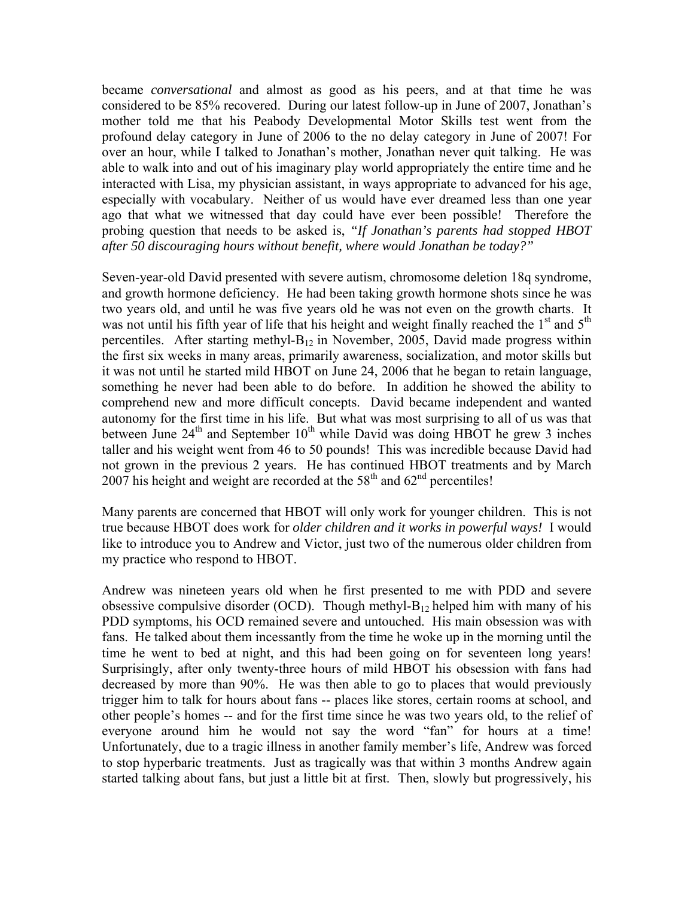became *conversational* and almost as good as his peers, and at that time he was considered to be 85% recovered. During our latest follow-up in June of 2007, Jonathan's mother told me that his Peabody Developmental Motor Skills test went from the profound delay category in June of 2006 to the no delay category in June of 2007! For over an hour, while I talked to Jonathan's mother, Jonathan never quit talking. He was able to walk into and out of his imaginary play world appropriately the entire time and he interacted with Lisa, my physician assistant, in ways appropriate to advanced for his age, especially with vocabulary. Neither of us would have ever dreamed less than one year ago that what we witnessed that day could have ever been possible! Therefore the probing question that needs to be asked is, *"If Jonathan's parents had stopped HBOT after 50 discouraging hours without benefit, where would Jonathan be today?"*

Seven-year-old David presented with severe autism, chromosome deletion 18q syndrome, and growth hormone deficiency. He had been taking growth hormone shots since he was two years old, and until he was five years old he was not even on the growth charts. It was not until his fifth year of life that his height and weight finally reached the 1st and 5th percentiles. After starting methyl-$B_{12}$ in November, 2005, David made progress within the first six weeks in many areas, primarily awareness, socialization, and motor skills but it was not until he started mild HBOT on June 24, 2006 that he began to retain language, something he never had been able to do before. In addition he showed the ability to comprehend new and more difficult concepts. David became independent and wanted autonomy for the first time in his life. But what was most surprising to all of us was that between June 24th and September 10th while David was doing HBOT he grew 3 inches taller and his weight went from 46 to 50 pounds! This was incredible because David had not grown in the previous 2 years. He has continued HBOT treatments and by March 2007 his height and weight are recorded at the 58th and 62nd percentiles!

Many parents are concerned that HBOT will only work for younger children. This is not true because HBOT does work for *older children and it works in powerful ways!* I would like to introduce you to Andrew and Victor, just two of the numerous older children from my practice who respond to HBOT.

Andrew was nineteen years old when he first presented to me with PDD and severe obsessive compulsive disorder (OCD). Though methyl-$B_{12}$ helped him with many of his PDD symptoms, his OCD remained severe and untouched. His main obsession was with fans. He talked about them incessantly from the time he woke up in the morning until the time he went to bed at night, and this had been going on for seventeen long years! Surprisingly, after only twenty-three hours of mild HBOT his obsession with fans had decreased by more than 90%. He was then able to go to places that would previously trigger him to talk for hours about fans -- places like stores, certain rooms at school, and other people's homes -- and for the first time since he was two years old, to the relief of everyone around him he would not say the word "fan" for hours at a time! Unfortunately, due to a tragic illness in another family member's life, Andrew was forced to stop hyperbaric treatments. Just as tragically was that within 3 months Andrew again started talking about fans, but just a little bit at first. Then, slowly but progressively, his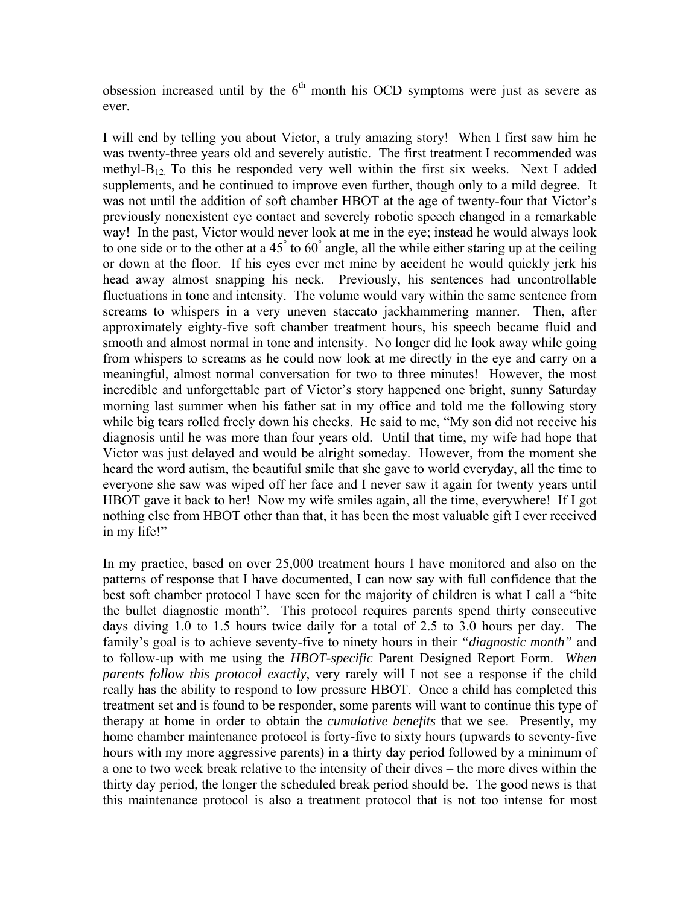obsession increased until by the 6th month his OCD symptoms were just as severe as ever.

I will end by telling you about Victor, a truly amazing story! When I first saw him he was twenty-three years old and severely autistic. The first treatment I recommended was methyl-$B_{12}$. To this he responded very well within the first six weeks. Next I added supplements, and he continued to improve even further, though only to a mild degree. It was not until the addition of soft chamber HBOT at the age of twenty-four that Victor's previously nonexistent eye contact and severely robotic speech changed in a remarkable way! In the past, Victor would never look at me in the eye; instead he would always look to one side or to the other at a $45^{\circ}$ to $60^{\circ}$ angle, all the while either staring up at the ceiling or down at the floor. If his eyes ever met mine by accident he would quickly jerk his head away almost snapping his neck. Previously, his sentences had uncontrollable fluctuations in tone and intensity. The volume would vary within the same sentence from screams to whispers in a very uneven staccato jackhammering manner. Then, after approximately eighty-five soft chamber treatment hours, his speech became fluid and smooth and almost normal in tone and intensity. No longer did he look away while going from whispers to screams as he could now look at me directly in the eye and carry on a meaningful, almost normal conversation for two to three minutes! However, the most incredible and unforgettable part of Victor's story happened one bright, sunny Saturday morning last summer when his father sat in my office and told me the following story while big tears rolled freely down his cheeks. He said to me, "My son did not receive his diagnosis until he was more than four years old. Until that time, my wife had hope that Victor was just delayed and would be alright someday. However, from the moment she heard the word autism, the beautiful smile that she gave to world everyday, all the time to everyone she saw was wiped off her face and I never saw it again for twenty years until HBOT gave it back to her! Now my wife smiles again, all the time, everywhere! If I got nothing else from HBOT other than that, it has been the most valuable gift I ever received in my life!"

In my practice, based on over 25,000 treatment hours I have monitored and also on the patterns of response that I have documented, I can now say with full confidence that the best soft chamber protocol I have seen for the majority of children is what I call a "bite the bullet diagnostic month". This protocol requires parents spend thirty consecutive days diving 1.0 to 1.5 hours twice daily for a total of 2.5 to 3.0 hours per day. The family's goal is to achieve seventy-five to ninety hours in their *"diagnostic month"* and to follow-up with me using the *HBOT-specific* Parent Designed Report Form. *When parents follow this protocol exactly*, very rarely will I not see a response if the child really has the ability to respond to low pressure HBOT. Once a child has completed this treatment set and is found to be responder, some parents will want to continue this type of therapy at home in order to obtain the *cumulative benefits* that we see. Presently, my home chamber maintenance protocol is forty-five to sixty hours (upwards to seventy-five hours with my more aggressive parents) in a thirty day period followed by a minimum of a one to two week break relative to the intensity of their dives – the more dives within the thirty day period, the longer the scheduled break period should be. The good news is that this maintenance protocol is also a treatment protocol that is not too intense for most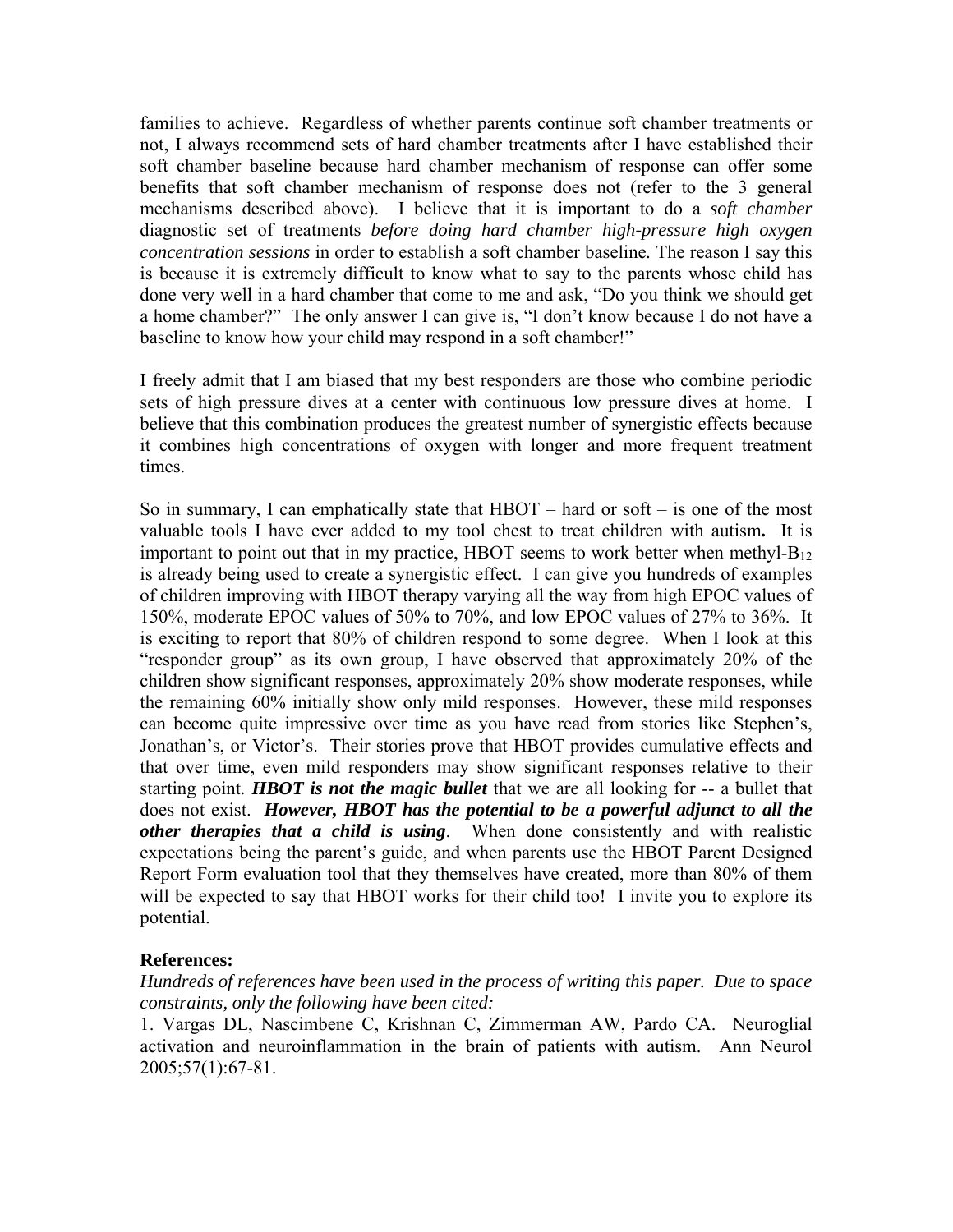families to achieve. Regardless of whether parents continue soft chamber treatments or not, I always recommend sets of hard chamber treatments after I have established their soft chamber baseline because hard chamber mechanism of response can offer some benefits that soft chamber mechanism of response does not (refer to the 3 general mechanisms described above). I believe that it is important to do a *soft chamber* diagnostic set of treatments *before doing hard chamber high-pressure high oxygen concentration sessions* in order to establish a soft chamber baseline. The reason I say this is because it is extremely difficult to know what to say to the parents whose child has done very well in a hard chamber that come to me and ask, "Do you think we should get a home chamber?" The only answer I can give is, "I don't know because I do not have a baseline to know how your child may respond in a soft chamber!"

I freely admit that I am biased that my best responders are those who combine periodic sets of high pressure dives at a center with continuous low pressure dives at home. I believe that this combination produces the greatest number of synergistic effects because it combines high concentrations of oxygen with longer and more frequent treatment times.

So in summary, I can emphatically state that HBOT – hard or soft – is one of the most valuable tools I have ever added to my tool chest to treat children with autism**.** It is important to point out that in my practice, HBOT seems to work better when methyl-$B_{12}$ is already being used to create a synergistic effect. I can give you hundreds of examples of children improving with HBOT therapy varying all the way from high EPOC values of 150%, moderate EPOC values of 50% to 70%, and low EPOC values of 27% to 36%. It is exciting to report that 80% of children respond to some degree. When I look at this "responder group" as its own group, I have observed that approximately 20% of the children show significant responses, approximately 20% show moderate responses, while the remaining 60% initially show only mild responses. However, these mild responses can become quite impressive over time as you have read from stories like Stephen's, Jonathan's, or Victor's. Their stories prove that HBOT provides cumulative effects and that over time, even mild responders may show significant responses relative to their starting point. ***HBOT is not the magic bullet*** that we are all looking for -- a bullet that does not exist. ***However, HBOT has the potential to be a powerful adjunct to all the other therapies that a child is using***. When done consistently and with realistic expectations being the parent's guide, and when parents use the HBOT Parent Designed Report Form evaluation tool that they themselves have created, more than 80% of them will be expected to say that HBOT works for their child too! I invite you to explore its potential.

**References:**

*Hundreds of references have been used in the process of writing this paper. Due to space constraints, only the following have been cited:*

1. Vargas DL, Nascimbene C, Krishnan C, Zimmerman AW, Pardo CA. Neuroglial activation and neuroinflammation in the brain of patients with autism. Ann Neurol 2005;57(1):67-81.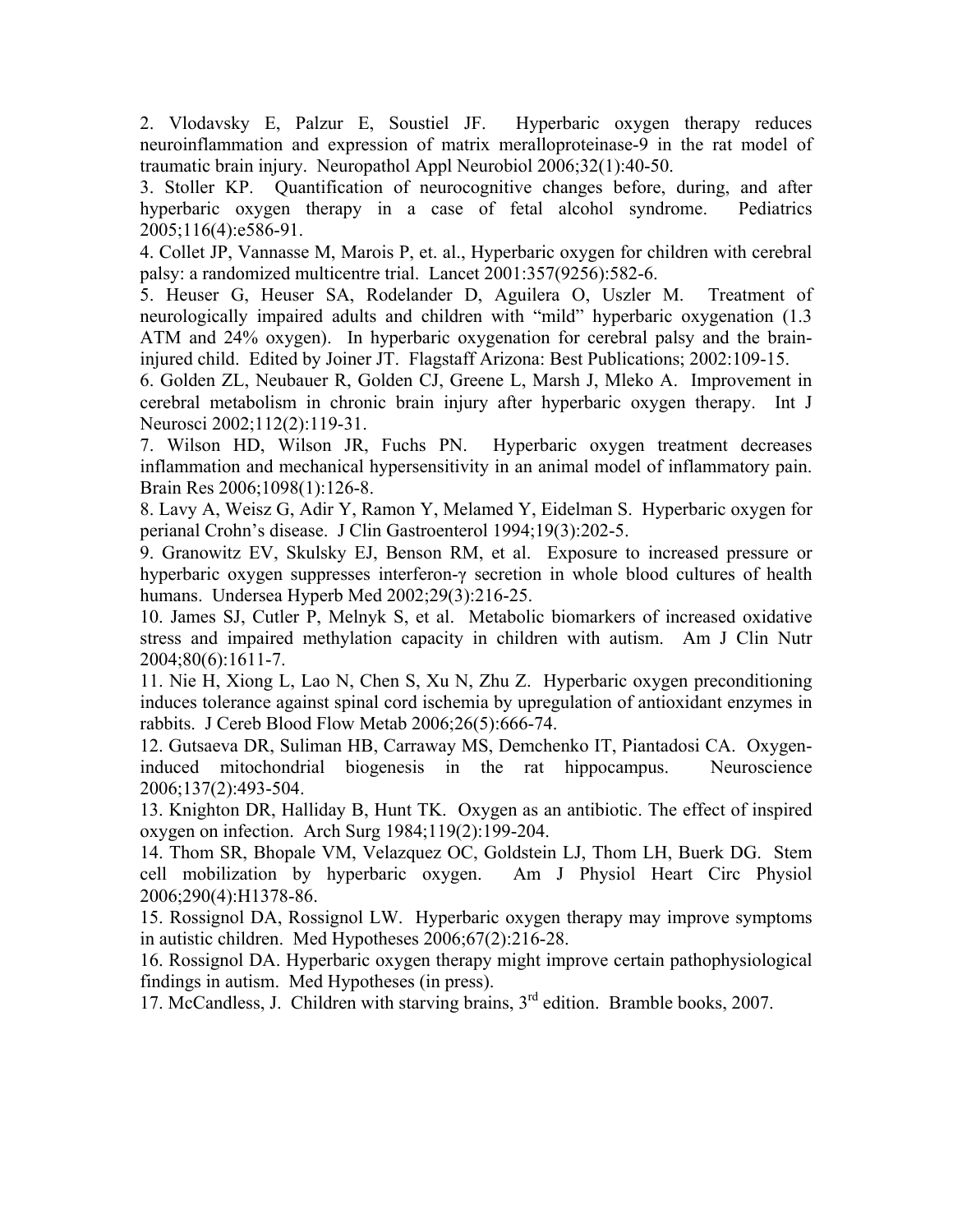2. Vlodavsky E, Palzur E, Soustiel JF. Hyperbaric oxygen therapy reduces neuroinflammation and expression of matrix meralloproteinase-9 in the rat model of traumatic brain injury. Neuropathol Appl Neurobiol 2006;32(1):40-50.

3. Stoller KP. Quantification of neurocognitive changes before, during, and after hyperbaric oxygen therapy in a case of fetal alcohol syndrome. Pediatrics 2005;116(4):e586-91.

4. Collet JP, Vannasse M, Marois P, et. al., Hyperbaric oxygen for children with cerebral palsy: a randomized multicentre trial. Lancet 2001:357(9256):582-6.

5. Heuser G, Heuser SA, Rodelander D, Aguilera O, Uszler M. Treatment of neurologically impaired adults and children with "mild" hyperbaric oxygenation (1.3 ATM and 24% oxygen). In hyperbaric oxygenation for cerebral palsy and the brain-injured child. Edited by Joiner JT. Flagstaff Arizona: Best Publications; 2002:109-15.

6. Golden ZL, Neubauer R, Golden CJ, Greene L, Marsh J, Mleko A. Improvement in cerebral metabolism in chronic brain injury after hyperbaric oxygen therapy. Int J Neurosci 2002;112(2):119-31.

7. Wilson HD, Wilson JR, Fuchs PN. Hyperbaric oxygen treatment decreases inflammation and mechanical hypersensitivity in an animal model of inflammatory pain. Brain Res 2006;1098(1):126-8.

8. Lavy A, Weisz G, Adir Y, Ramon Y, Melamed Y, Eidelman S. Hyperbaric oxygen for perianal Crohn's disease. J Clin Gastroenterol 1994;19(3):202-5.

9. Granowitz EV, Skulsky EJ, Benson RM, et al. Exposure to increased pressure or hyperbaric oxygen suppresses interferon-γ secretion in whole blood cultures of health humans. Undersea Hyperb Med 2002;29(3):216-25.

10. James SJ, Cutler P, Melnyk S, et al. Metabolic biomarkers of increased oxidative stress and impaired methylation capacity in children with autism. Am J Clin Nutr 2004;80(6):1611-7.

11. Nie H, Xiong L, Lao N, Chen S, Xu N, Zhu Z. Hyperbaric oxygen preconditioning induces tolerance against spinal cord ischemia by upregulation of antioxidant enzymes in rabbits. J Cereb Blood Flow Metab 2006;26(5):666-74.

12. Gutsaeva DR, Suliman HB, Carraway MS, Demchenko IT, Piantadosi CA. Oxygen-induced mitochondrial biogenesis in the rat hippocampus. Neuroscience 2006;137(2):493-504.

13. Knighton DR, Halliday B, Hunt TK. Oxygen as an antibiotic. The effect of inspired oxygen on infection. Arch Surg 1984;119(2):199-204.

14. Thom SR, Bhopale VM, Velazquez OC, Goldstein LJ, Thom LH, Buerk DG. Stem cell mobilization by hyperbaric oxygen. Am J Physiol Heart Circ Physiol 2006;290(4):H1378-86.

15. Rossignol DA, Rossignol LW. Hyperbaric oxygen therapy may improve symptoms in autistic children. Med Hypotheses 2006;67(2):216-28.

16. Rossignol DA. Hyperbaric oxygen therapy might improve certain pathophysiological findings in autism. Med Hypotheses (in press).

17. McCandless, J. Children with starving brains, 3rd edition. Bramble books, 2007.